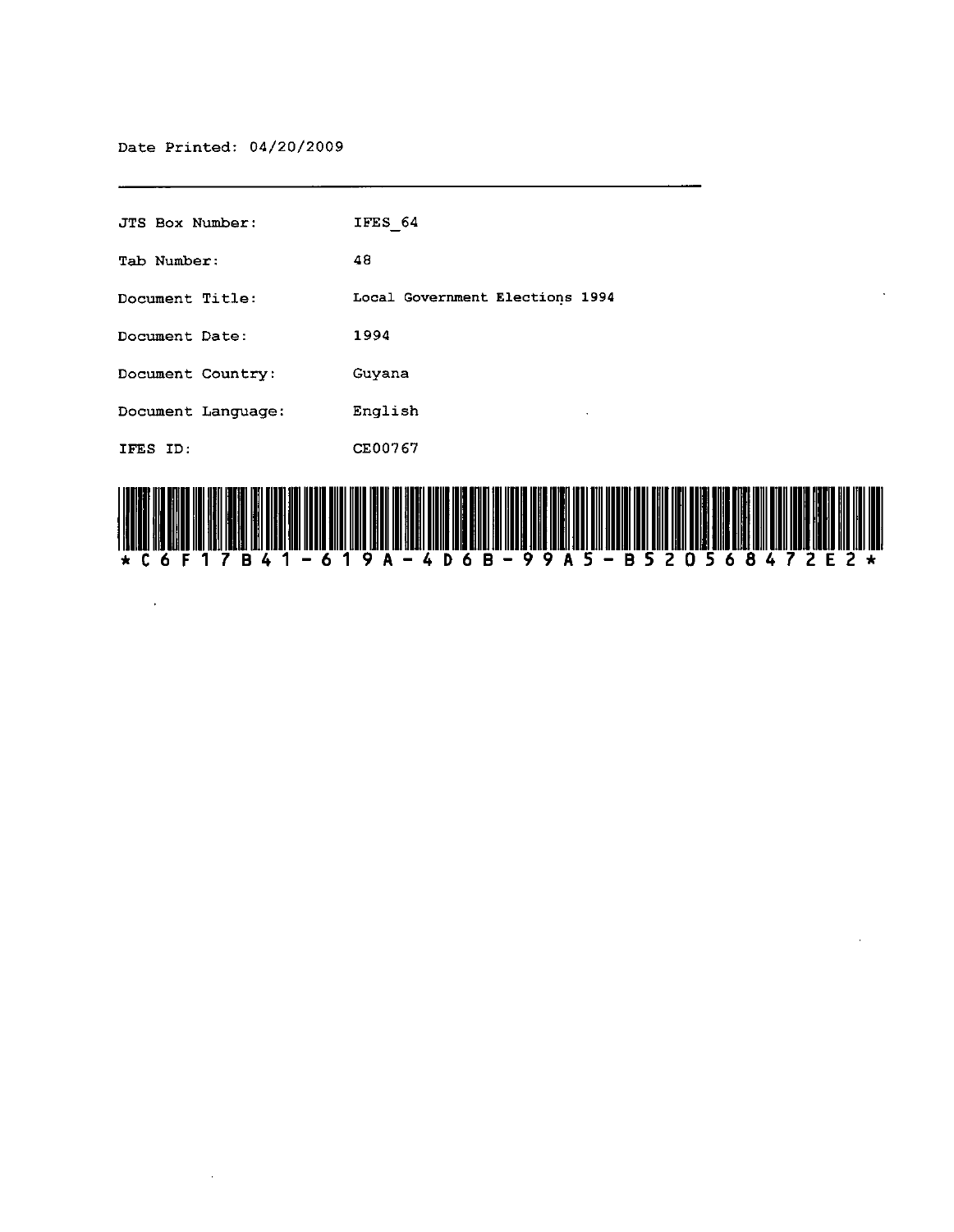Date Printed: 04/20/2009

---

| | |
|---|---|
| JTS Box Number: | IFES_64 |
| Tab Number: | 48 |
| Document Title: | Local Government Elections 1994 |
| Document Date: | 1994 |
| Document Country: | Guyana |
| Document Language: | English |
| IFES ID: | CE00767 |

*C6F17B41-619A-4D6B-99A5-B520568472E2*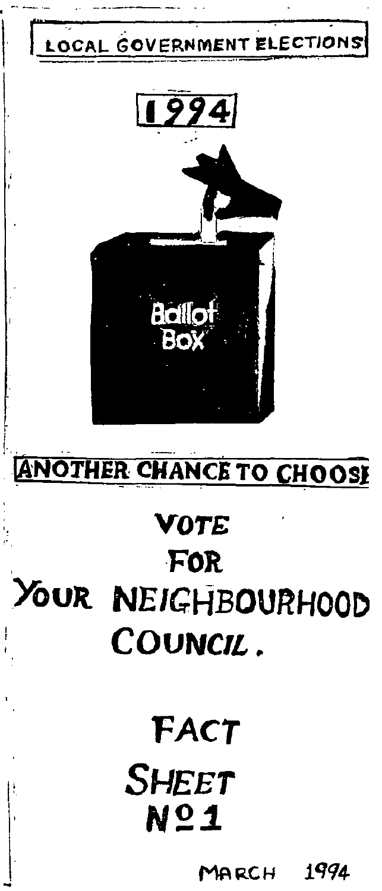LOCAL GOVERNMENT ELECTIONS

# 1994

Ballot Box

ANOTHER CHANCE TO CHOOSE

## VOTE FOR YOUR NEIGHBOURHOOD COUNCIL.

## FACT SHEET Nº 1

MARCH 1994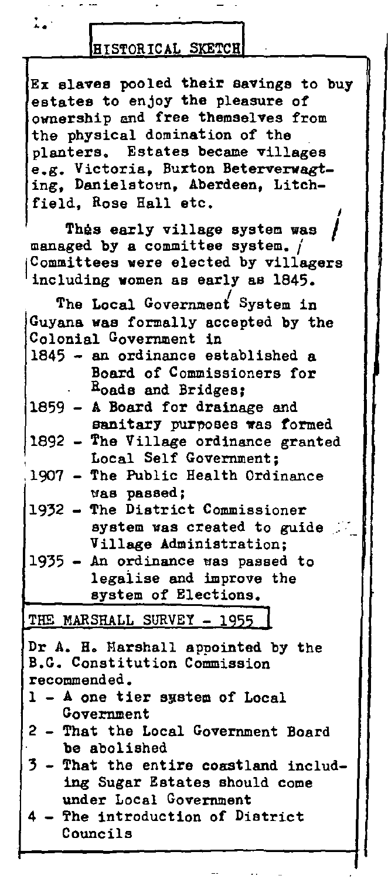## HISTORICAL SKETCH

Ex slaves pooled their savings to buy estates to enjoy the pleasure of ownership and free themselves from the physical domination of the planters. Estates became villages e.g. Victoria, Buxton Beterverwagting, Danielstown, Aberdeen, Litchfield, Rose Hall etc.

This early village system was managed by a committee system. Committees were elected by villagers including women as early as 1845.

The Local Government System in Guyana was formally accepted by the Colonial Government in

- 1845 - an ordinance established a Board of Commissioners for Roads and Bridges;
- 1859 - A Board for drainage and sanitary purposes was formed
- 1892 - The Village ordinance granted Local Self Government;
- 1907 - The Public Health Ordinance was passed;
- 1932 - The District Commissioner system was created to guide Village Administration;
- 1935 - An ordinance was passed to legalise and improve the system of Elections.

## THE MARSHALL SURVEY - 1955

Dr A. H. Marshall appointed by the B.G. Constitution Commission recommended.

1 - A one tier system of Local Government
2 - That the Local Government Board be abolished
3 - That the entire coastland including Sugar Estates should come under Local Government
4 - The introduction of District Councils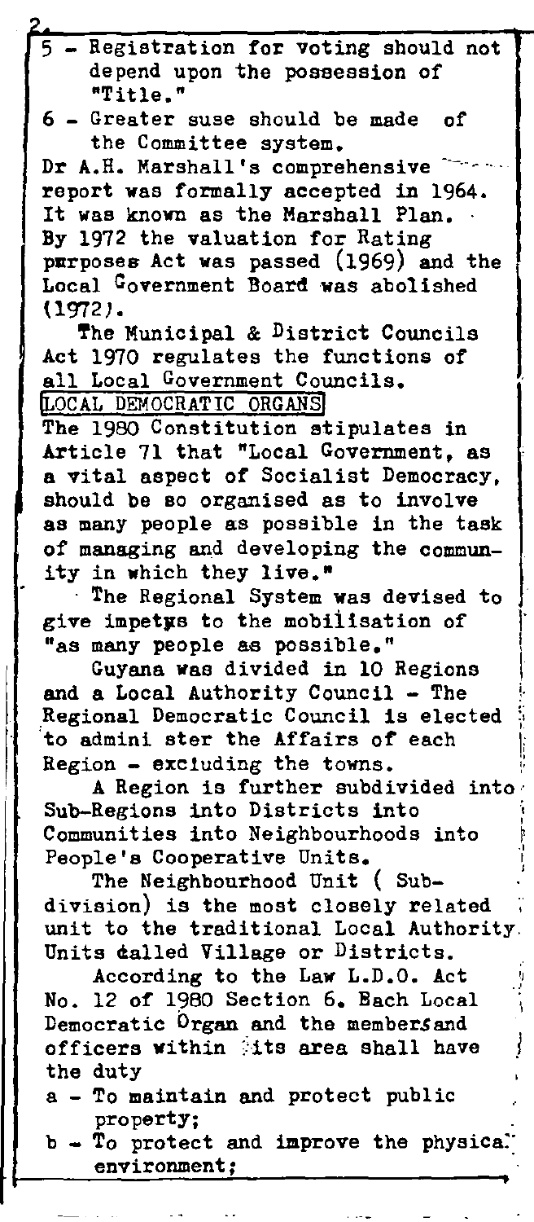5 - Registration for voting should not depend upon the possession of "Title."

6 - Greater suse should be made of the Committee system.

Dr A.H. Marshall's comprehensive report was formally accepted in 1964. It was known as the Marshall Plan. By 1972 the valuation for Rating purposes Act was passed (1969) and the Local Government Board was abolished (1972).

The Municipal & District Councils Act 1970 regulates the functions of all Local Government Councils.

## LOCAL DEMOCRATIC ORGANS

The 1980 Constitution stipulates in Article 71 that "Local Government, as a vital aspect of Socialist Democracy, should be so organised as to involve as many people as possible in the task of managing and developing the community in which they live."

The Regional System was devised to give impetus to the mobilisation of "as many people as possible."

Guyana was divided in 10 Regions and a Local Authority Council - The Regional Democratic Council is elected to admini ster the Affairs of each Region - excluding the towns.

A Region is further subdivided into Sub-Regions into Districts into Communities into Neighbourhoods into People's Cooperative Units.

The Neighbourhood Unit ( Sub-division) is the most closely related unit to the traditional Local Authority Units called Village or Districts.

According to the Law L.D.O. Act No. 12 of 1980 Section 6. Each Local Democratic Organ and the members and officers within its area shall have the duty

a - To maintain and protect public property;

b - To protect and improve the physical environment;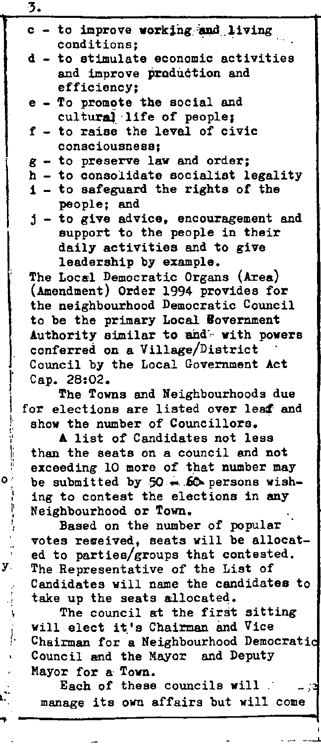c - to improve working and living conditions;

d - to stimulate economic activities and improve production and efficiency;

e - To promote the social and cultural life of people;

f - to raise the level of civic consciousness;

g - to preserve law and order;

h - to consolidate socialist legality

i - to safeguard the rights of the people; and

j - to give advice, encouragement and support to the people in their daily activities and to give leadership by example.

The Local Democratic Organs (Area) (Amendment) Order 1994 provides for the neighbourhood Democratic Council to be the primary Local Government Authority similar to and with powers conferred on a Village/District Council by the Local Government Act Cap. 28:02.

The Towns and Neighbourhoods due for elections are listed over leaf and show the number of Councillors.

A list of Candidates not less than the seats on a council and not exceeding 10 more of that number may be submitted by 50 - 60 persons wishing to contest the elections in any Neighbourhood or Town.

Based on the number of popular votes received, seats will be allocated to parties/groups that contested. The Representative of the List of Candidates will name the candidates to take up the seats allocated.

The council at the first sitting will elect it's Chairman and Vice Chairman for a Neighbourhood Democratic Council and the Mayor and Deputy Mayor for a Town.

Each of these councils will manage its own affairs but will come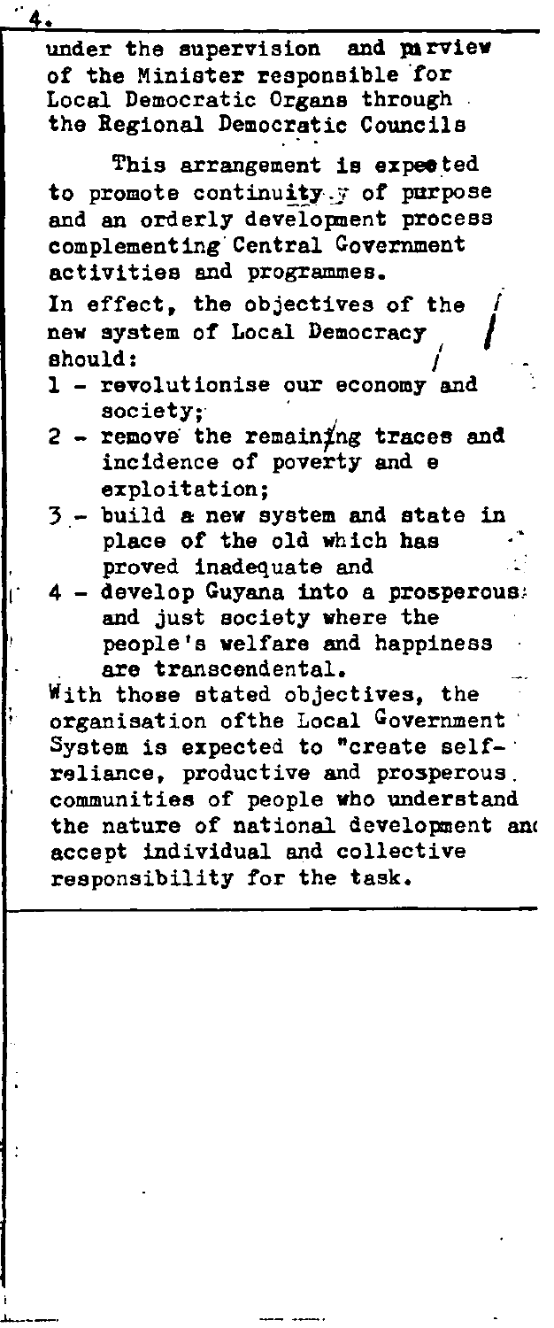under the supervision and purview of the Minister responsible for Local Democratic Organs through the Regional Democratic Councils

This arrangement is expected to promote continuity of purpose and an orderly development process complementing Central Government activities and programmes.

In effect, the objectives of the new system of Local Democracy should:

1 - revolutionise our economy and society;
2 - remove the remaining traces and incidence of poverty and e exploitation;
3 - build a new system and state in place of the old which has proved inadequate and
4 - develop Guyana into a prosperous and just society where the people's welfare and happiness are transcendental.

With those stated objectives, the organisation ofthe Local Government System is expected to "create self-reliance, productive and prosperous communities of people who understand the nature of national development and accept individual and collective responsibility for the task.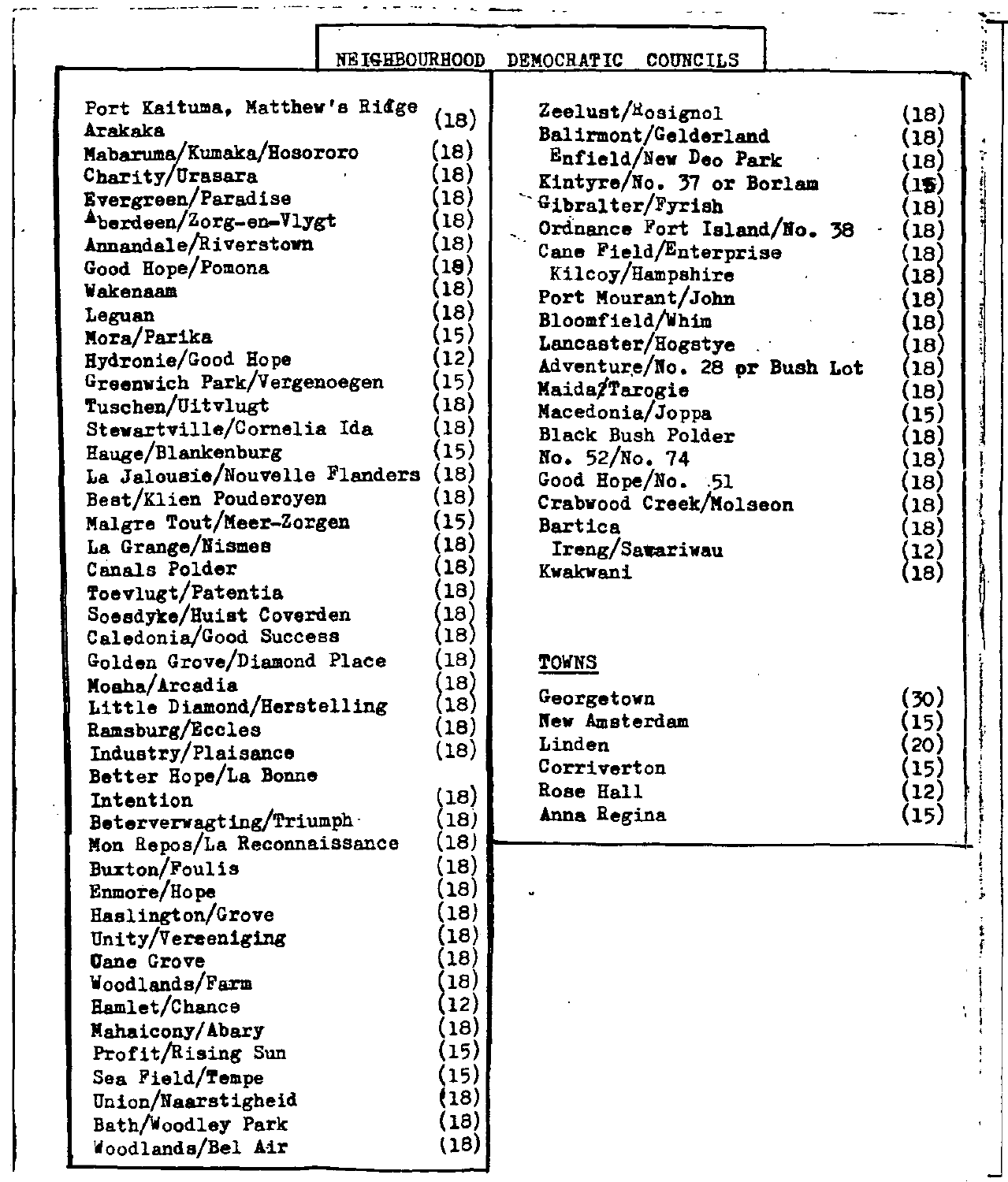## NEIGHBOURHOOD DEMOCRATIC COUNCILS

| Council | Members |
|---|---|
| Port Kaituma, Matthew's Ridge Arakaka | (18) |
| Mabaruma/Kumaka/Hosororo | (18) |
| Charity/Urasara | (18) |
| Evergreen/Paradise | (18) |
| Aberdeen/Zorg-en-Vlygt | (18) |
| Annandale/Riverstown | (18) |
| Good Hope/Pomona | (18) |
| Wakenaam | (18) |
| Leguan | (18) |
| Mora/Parika | (15) |
| Hydronie/Good Hope | (12) |
| Greenwich Park/Vergenoegen | (15) |
| Tuschen/Uitvlugt | (18) |
| Stewartville/Cornelia Ida | (18) |
| Hauge/Blankenburg | (15) |
| La Jalousie/Nouvelle Flanders | (18) |
| Best/Klien Pouderoyen | (18) |
| Malgre Tout/Meer-Zorgen | (15) |
| La Grange/Nismes | (18) |
| Canals Polder | (18) |
| Toevlugt/Patentia | (18) |
| Soesdyke/Huist Coverden | (18) |
| Caledonia/Good Success | (18) |
| Golden Grove/Diamond Place | (18) |
| Moaha/Arcadia | (18) |
| Little Diamond/Herstelling | (18) |
| Ramsburg/Eccles | (18) |
| Industry/Plaisance | (18) |
| Better Hope/La Bonne Intention | (18) |
| Beterverwagting/Triumph | (18) |
| Mon Repos/La Reconnaissance | (18) |
| Buxton/Foulis | (18) |
| Enmore/Hope | (18) |
| Haslington/Grove | (18) |
| Unity/Vereeniging | (18) |
| Cane Grove | (18) |
| Woodlands/Farm | (18) |
| Hamlet/Chance | (12) |
| Mahaicony/Abary | (18) |
| Profit/Rising Sun | (15) |
| Sea Field/Tempe | (15) |
| Union/Naarstigheid | (18) |
| Bath/Woodley Park | (18) |
| Woodlands/Bel Air | (18) |
| Zeelust/Rosignol | (18) |
| Balirmont/Gelderland | (18) |
| Enfield/New Deo Park | (18) |
| Kintyre/No. 37 or Borlam | (15) |
| Gibralter/Fyrish | (18) |
| Ordnance Fort Island/No. 38 | (18) |
| Cane Field/Enterprise | (18) |
| Kilcoy/Hampshire | (18) |
| Port Mourant/John | (18) |
| Bloomfield/Whim | (18) |
| Lancaster/Hogstye | (18) |
| Adventure/No. 28 or Bush Lot | (18) |
| Maida/Tarogie | (18) |
| Macedonia/Joppa | (15) |
| Black Bush Polder | (18) |
| No. 52/No. 74 | (18) |
| Good Hope/No. 51 | (18) |
| Crabwood Creek/Molseon | (18) |
| Bartica | (18) |
| Ireng/Sawariwau | (12) |
| Kwakwani | (18) |

### TOWNS

| Town | Members |
|---|---|
| Georgetown | (30) |
| New Amsterdam | (15) |
| Linden | (20) |
| Corriverton | (15) |
| Rose Hall | (12) |
| Anna Regina | (15) |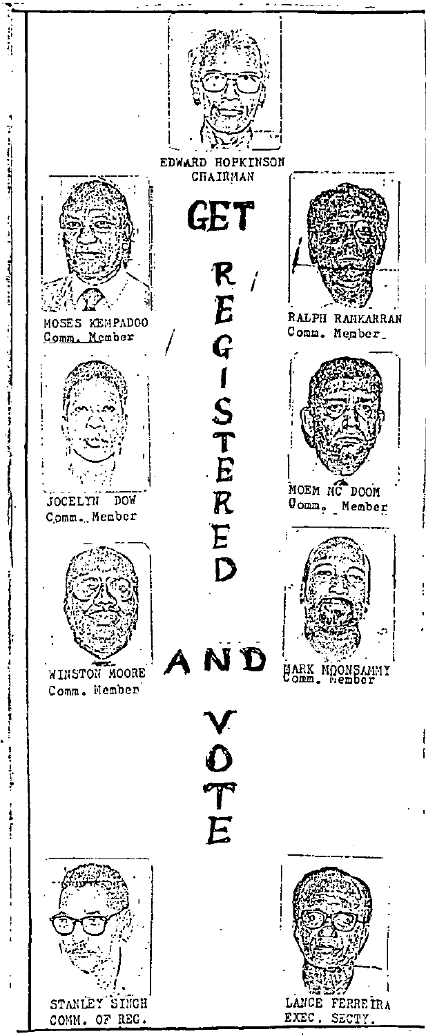EDWARD HOPKINSON
CHAIRMAN

MOSES KEMPADOO
Comm. Member

RALPH RAMKARRAN
Comm. Member

JOCELYN DOW
Comm. Member

MOEM MC DOOM
Comm. Member

WINSTON MOORE
Comm. Member

MARK MOONSAMMY
Comm. Member

STANLEY SINGH
COMM. OF REC.

LANCE FERREIRA
EXEC. SECTY.

# GET REGISTERED AND VOTE